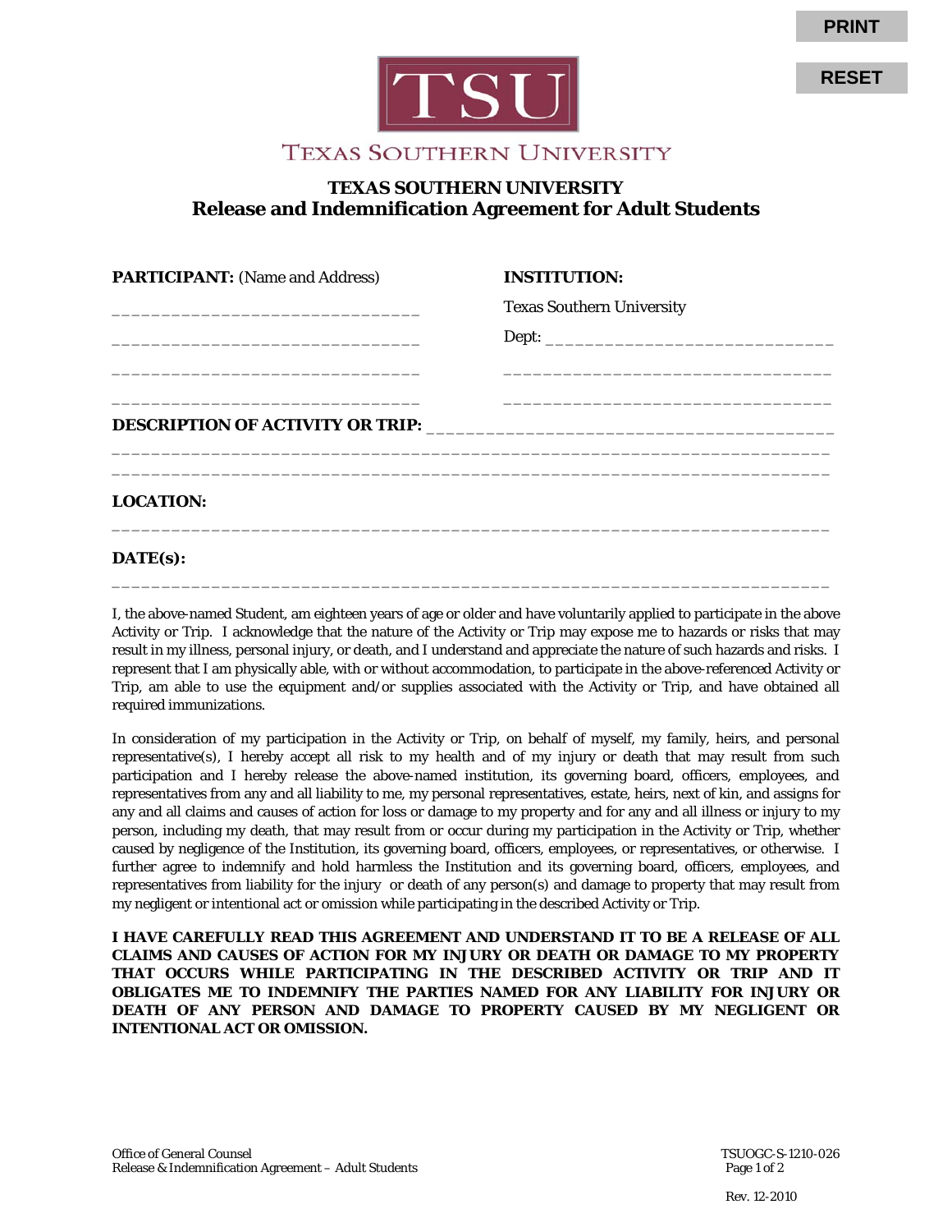TSU

TEXAS SOUTHERN UNIVERSITY

# TEXAS SOUTHERN UNIVERSITY
## Release and Indemnification Agreement for Adult Students

| **PARTICIPANT:** (Name and Address) | **INSTITUTION:** |
|---|---|
| ______________________________ | Texas Southern University |
| ______________________________ | Dept: ____________________________ |
| ______________________________ | ________________________________ |
| ______________________________ | ________________________________ |

**DESCRIPTION OF ACTIVITY OR TRIP:** ________________________________________

______________________________________________________________________

______________________________________________________________________

**LOCATION:**

______________________________________________________________________

**DATE(s):**

______________________________________________________________________

I, the above-named Student, am eighteen years of age or older and have voluntarily applied to participate in the above Activity or Trip. I acknowledge that the nature of the Activity or Trip may expose me to hazards or risks that may result in my illness, personal injury, or death, and I understand and appreciate the nature of such hazards and risks. I represent that I am physically able, with or without accommodation, to participate in the above-referenced Activity or Trip, am able to use the equipment and/or supplies associated with the Activity or Trip, and have obtained all required immunizations.

In consideration of my participation in the Activity or Trip, on behalf of myself, my family, heirs, and personal representative(s), I hereby accept all risk to my health and of my injury or death that may result from such participation and I hereby release the above-named institution, its governing board, officers, employees, and representatives from any and all liability to me, my personal representatives, estate, heirs, next of kin, and assigns for any and all claims and causes of action for loss or damage to my property and for any and all illness or injury to my person, including my death, that may result from or occur during my participation in the Activity or Trip, whether caused by negligence of the Institution, its governing board, officers, employees, or representatives, or otherwise. I further agree to indemnify and hold harmless the Institution and its governing board, officers, employees, and representatives from liability for the injury or death of any person(s) and damage to property that may result from my negligent or intentional act or omission while participating in the described Activity or Trip.

**I HAVE CAREFULLY READ THIS AGREEMENT AND UNDERSTAND IT TO BE A RELEASE OF ALL CLAIMS AND CAUSES OF ACTION FOR MY INJURY OR DEATH OR DAMAGE TO MY PROPERTY THAT OCCURS WHILE PARTICIPATING IN THE DESCRIBED ACTIVITY OR TRIP AND IT OBLIGATES ME TO INDEMNIFY THE PARTIES NAMED FOR ANY LIABILITY FOR INJURY OR DEATH OF ANY PERSON AND DAMAGE TO PROPERTY CAUSED BY MY NEGLIGENT OR INTENTIONAL ACT OR OMISSION.**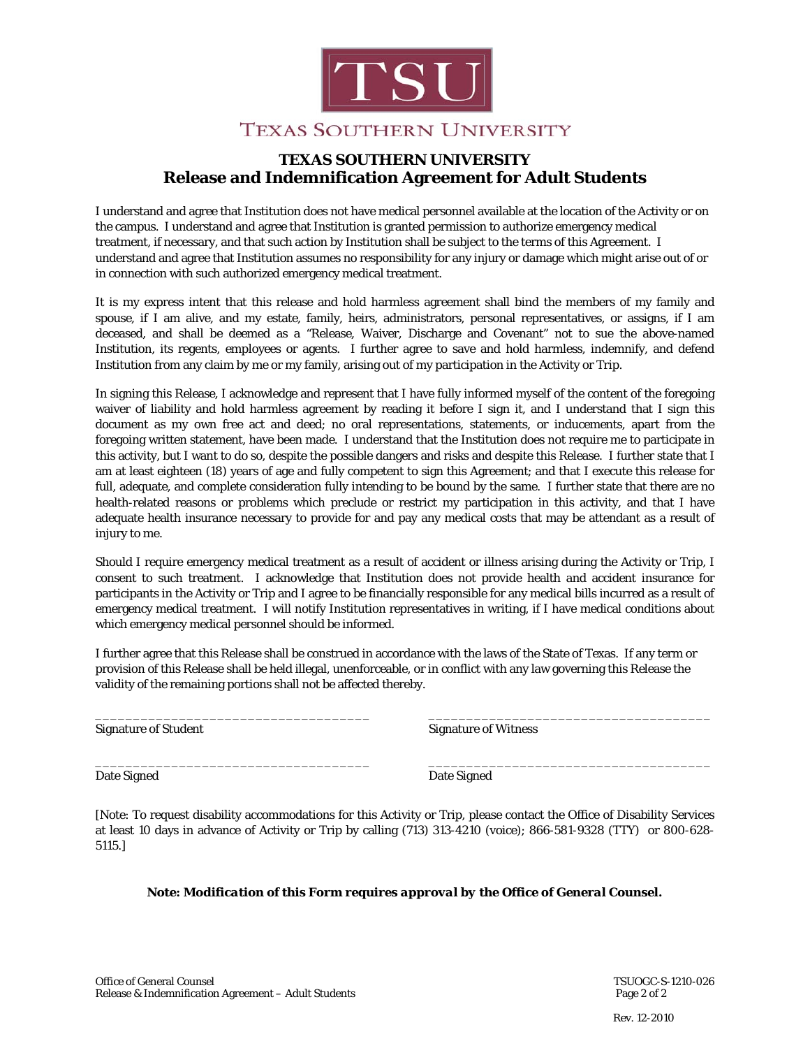TEXAS SOUTHERN UNIVERSITY

# TEXAS SOUTHERN UNIVERSITY
## Release and Indemnification Agreement for Adult Students

I understand and agree that Institution does not have medical personnel available at the location of the Activity or on the campus. I understand and agree that Institution is granted permission to authorize emergency medical treatment, if necessary, and that such action by Institution shall be subject to the terms of this Agreement. I understand and agree that Institution assumes no responsibility for any injury or damage which might arise out of or in connection with such authorized emergency medical treatment.

It is my express intent that this release and hold harmless agreement shall bind the members of my family and spouse, if I am alive, and my estate, family, heirs, administrators, personal representatives, or assigns, if I am deceased, and shall be deemed as a "Release, Waiver, Discharge and Covenant" not to sue the above-named Institution, its regents, employees or agents. I further agree to save and hold harmless, indemnify, and defend Institution from any claim by me or my family, arising out of my participation in the Activity or Trip.

In signing this Release, I acknowledge and represent that I have fully informed myself of the content of the foregoing waiver of liability and hold harmless agreement by reading it before I sign it, and I understand that I sign this document as my own free act and deed; no oral representations, statements, or inducements, apart from the foregoing written statement, have been made. I understand that the Institution does not require me to participate in this activity, but I want to do so, despite the possible dangers and risks and despite this Release. I further state that I am at least eighteen (18) years of age and fully competent to sign this Agreement; and that I execute this release for full, adequate, and complete consideration fully intending to be bound by the same. I further state that there are no health-related reasons or problems which preclude or restrict my participation in this activity, and that I have adequate health insurance necessary to provide for and pay any medical costs that may be attendant as a result of injury to me.

Should I require emergency medical treatment as a result of accident or illness arising during the Activity or Trip, I consent to such treatment. I acknowledge that Institution does not provide health and accident insurance for participants in the Activity or Trip and I agree to be financially responsible for any medical bills incurred as a result of emergency medical treatment. I will notify Institution representatives in writing, if I have medical conditions about which emergency medical personnel should be informed.

I further agree that this Release shall be construed in accordance with the laws of the State of Texas. If any term or provision of this Release shall be held illegal, unenforceable, or in conflict with any law governing this Release the validity of the remaining portions shall not be affected thereby.

___________________________________ ___________________________________
Signature of Student Signature of Witness

___________________________________ ___________________________________
Date Signed Date Signed

[Note: To request disability accommodations for this Activity or Trip, please contact the Office of Disability Services at least 10 days in advance of Activity or Trip by calling (713) 313-4210 (voice); 866-581-9328 (TTY) or 800-628-5115.]

***Note: Modification of this Form requires approval by the Office of General Counsel.***

Office of General Counsel
Release & Indemnification Agreement – Adult Students

TSUOGC-S-1210-026

Rev. 12-2010